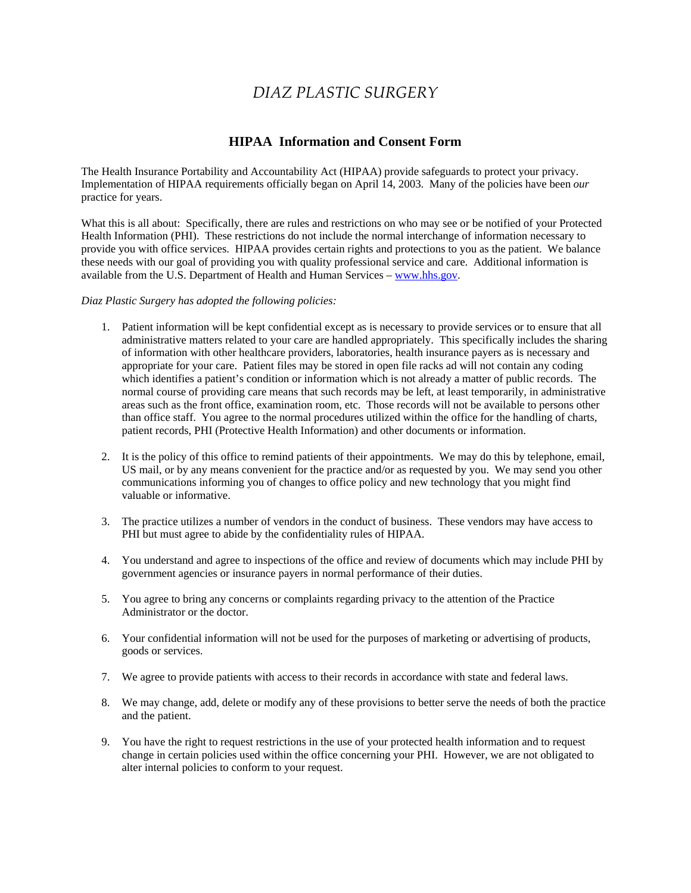# *DIAZ PLASTIC SURGERY*

## HIPAA Information and Consent Form

The Health Insurance Portability and Accountability Act (HIPAA) provide safeguards to protect your privacy. Implementation of HIPAA requirements officially began on April 14, 2003. Many of the policies have been *our* practice for years.

What this is all about: Specifically, there are rules and restrictions on who may see or be notified of your Protected Health Information (PHI). These restrictions do not include the normal interchange of information necessary to provide you with office services. HIPAA provides certain rights and protections to you as the patient. We balance these needs with our goal of providing you with quality professional service and care. Additional information is available from the U.S. Department of Health and Human Services – [www.hhs.gov](http://www.hhs.gov).

*Diaz Plastic Surgery has adopted the following policies:*

1. Patient information will be kept confidential except as is necessary to provide services or to ensure that all administrative matters related to your care are handled appropriately. This specifically includes the sharing of information with other healthcare providers, laboratories, health insurance payers as is necessary and appropriate for your care. Patient files may be stored in open file racks ad will not contain any coding which identifies a patient's condition or information which is not already a matter of public records. The normal course of providing care means that such records may be left, at least temporarily, in administrative areas such as the front office, examination room, etc. Those records will not be available to persons other than office staff. You agree to the normal procedures utilized within the office for the handling of charts, patient records, PHI (Protective Health Information) and other documents or information.

2. It is the policy of this office to remind patients of their appointments. We may do this by telephone, email, US mail, or by any means convenient for the practice and/or as requested by you. We may send you other communications informing you of changes to office policy and new technology that you might find valuable or informative.

3. The practice utilizes a number of vendors in the conduct of business. These vendors may have access to PHI but must agree to abide by the confidentiality rules of HIPAA.

4. You understand and agree to inspections of the office and review of documents which may include PHI by government agencies or insurance payers in normal performance of their duties.

5. You agree to bring any concerns or complaints regarding privacy to the attention of the Practice Administrator or the doctor.

6. Your confidential information will not be used for the purposes of marketing or advertising of products, goods or services.

7. We agree to provide patients with access to their records in accordance with state and federal laws.

8. We may change, add, delete or modify any of these provisions to better serve the needs of both the practice and the patient.

9. You have the right to request restrictions in the use of your protected health information and to request change in certain policies used within the office concerning your PHI. However, we are not obligated to alter internal policies to conform to your request.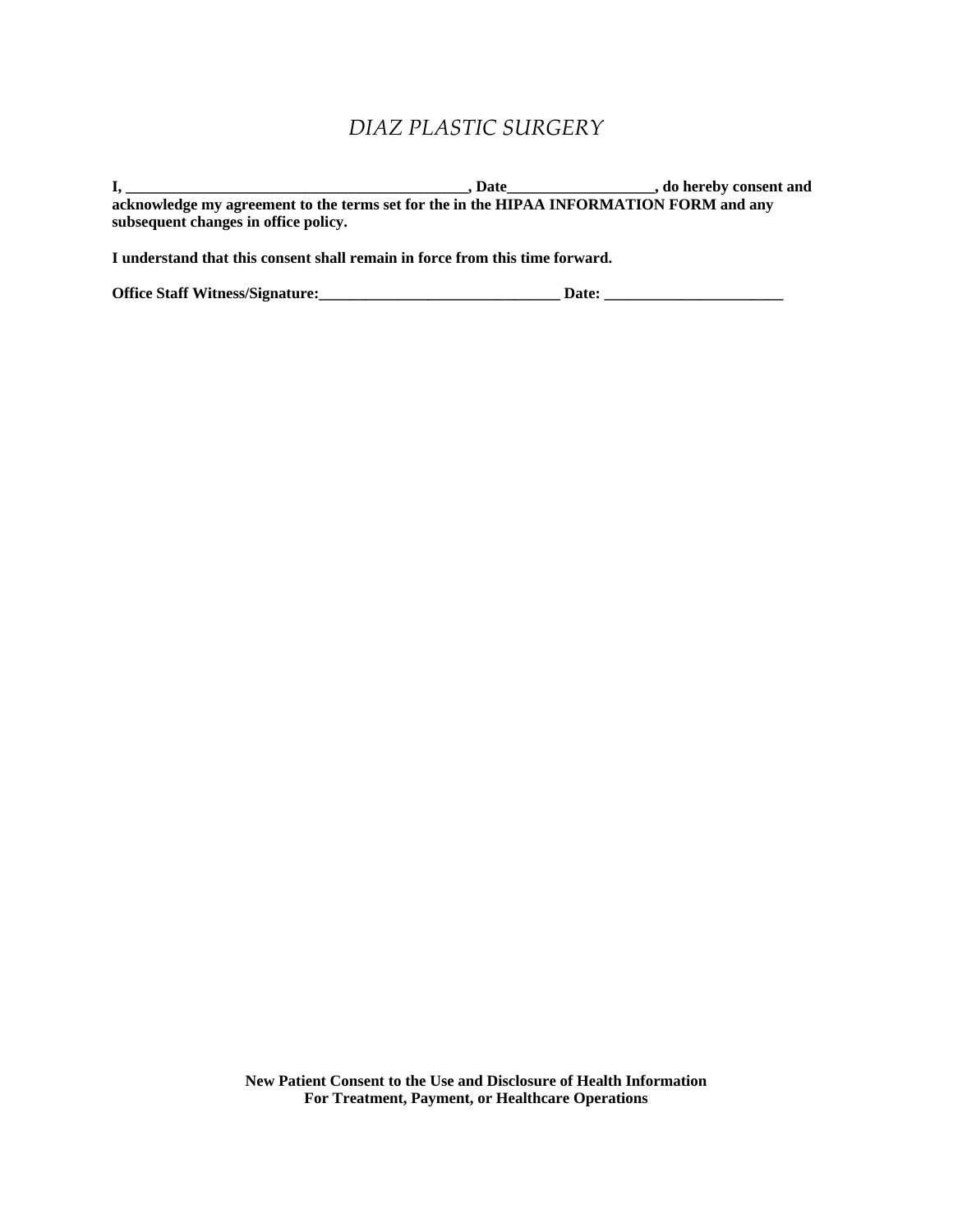# *DIAZ PLASTIC SURGERY*

**I, _____________________________________________, Date___________________, do hereby consent and acknowledge my agreement to the terms set for the in the HIPAA INFORMATION FORM and any subsequent changes in office policy.**

**I understand that this consent shall remain in force from this time forward.**

**Office Staff Witness/Signature:________________________________ Date: ________________________**

**New Patient Consent to the Use and Disclosure of Health Information**
**For Treatment, Payment, or Healthcare Operations**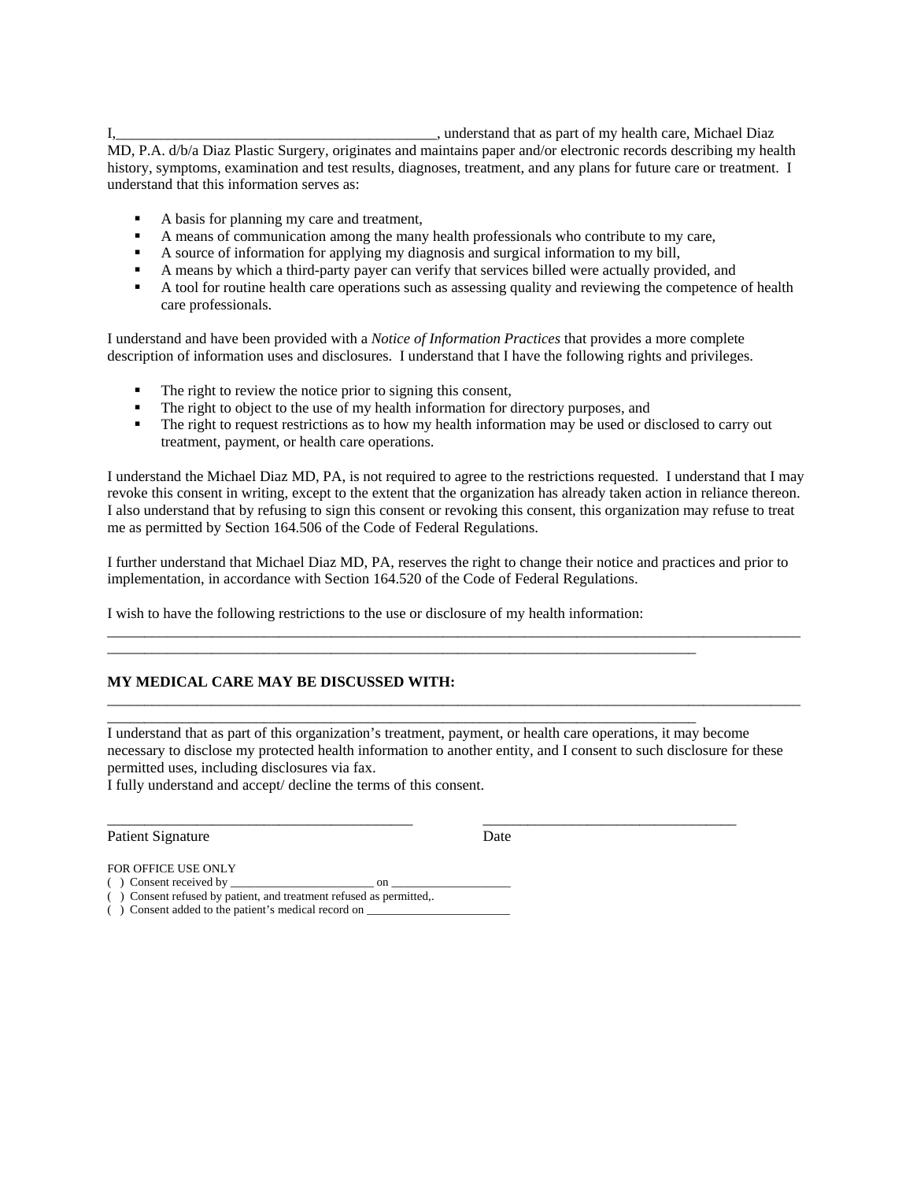I,__________________________________________, understand that as part of my health care, Michael Diaz MD, P.A. d/b/a Diaz Plastic Surgery, originates and maintains paper and/or electronic records describing my health history, symptoms, examination and test results, diagnoses, treatment, and any plans for future care or treatment. I understand that this information serves as:

- A basis for planning my care and treatment,
- A means of communication among the many health professionals who contribute to my care,
- A source of information for applying my diagnosis and surgical information to my bill,
- A means by which a third-party payer can verify that services billed were actually provided, and
- A tool for routine health care operations such as assessing quality and reviewing the competence of health care professionals.

I understand and have been provided with a *Notice of Information Practices* that provides a more complete description of information uses and disclosures. I understand that I have the following rights and privileges.

- The right to review the notice prior to signing this consent,
- The right to object to the use of my health information for directory purposes, and
- The right to request restrictions as to how my health information may be used or disclosed to carry out treatment, payment, or health care operations.

I understand the Michael Diaz MD, PA, is not required to agree to the restrictions requested. I understand that I may revoke this consent in writing, except to the extent that the organization has already taken action in reliance thereon. I also understand that by refusing to sign this consent or revoking this consent, this organization may refuse to treat me as permitted by Section 164.506 of the Code of Federal Regulations.

I further understand that Michael Diaz MD, PA, reserves the right to change their notice and practices and prior to implementation, in accordance with Section 164.520 of the Code of Federal Regulations.

I wish to have the following restrictions to the use or disclosure of my health information:
____________________________________________________________________________________________
____________________________________________________________________________

**MY MEDICAL CARE MAY BE DISCUSSED WITH:**
____________________________________________________________________________________________
____________________________________________________________________________

I understand that as part of this organization's treatment, payment, or health care operations, it may become necessary to disclose my protected health information to another entity, and I consent to such disclosure for these permitted uses, including disclosures via fax.
I fully understand and accept/ decline the terms of this consent.

________________________________________ ___________________________________
Patient Signature Date

FOR OFFICE USE ONLY
( ) Consent received by ________________________ on ___________________
( ) Consent refused by patient, and treatment refused as permitted,.
( ) Consent added to the patient's medical record on _______________________